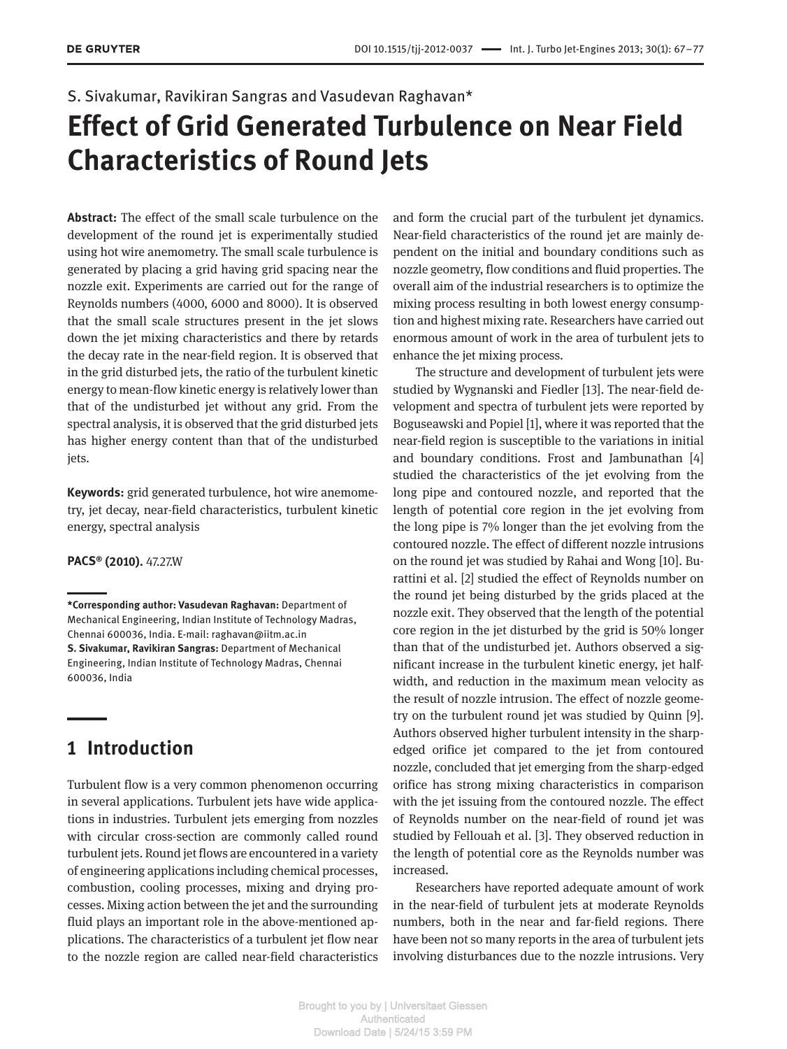S. Sivakumar, Ravikiran Sangras and Vasudevan Raghavan*

# Effect of Grid Generated Turbulence on Near Field Characteristics of Round Jets

**Abstract:** The effect of the small scale turbulence on the development of the round jet is experimentally studied using hot wire anemometry. The small scale turbulence is generated by placing a grid having grid spacing near the nozzle exit. Experiments are carried out for the range of Reynolds numbers (4000, 6000 and 8000). It is observed that the small scale structures present in the jet slows down the jet mixing characteristics and there by retards the decay rate in the near-field region. It is observed that in the grid disturbed jets, the ratio of the turbulent kinetic energy to mean-flow kinetic energy is relatively lower than that of the undisturbed jet without any grid. From the spectral analysis, it is observed that the grid disturbed jets has higher energy content than that of the undisturbed jets.

**Keywords:** grid generated turbulence, hot wire anemometry, jet decay, near-field characteristics, turbulent kinetic energy, spectral analysis

**PACS® (2010).** 47.27.W

**\*Corresponding author: Vasudevan Raghavan:** Department of Mechanical Engineering, Indian Institute of Technology Madras, Chennai 600036, India. E-mail: raghavan@iitm.ac.in
**S. Sivakumar, Ravikiran Sangras:** Department of Mechanical Engineering, Indian Institute of Technology Madras, Chennai 600036, India

## 1 Introduction

Turbulent flow is a very common phenomenon occurring in several applications. Turbulent jets have wide applications in industries. Turbulent jets emerging from nozzles with circular cross-section are commonly called round turbulent jets. Round jet flows are encountered in a variety of engineering applications including chemical processes, combustion, cooling processes, mixing and drying processes. Mixing action between the jet and the surrounding fluid plays an important role in the above-mentioned applications. The characteristics of a turbulent jet flow near to the nozzle region are called near-field characteristics and form the crucial part of the turbulent jet dynamics. Near-field characteristics of the round jet are mainly dependent on the initial and boundary conditions such as nozzle geometry, flow conditions and fluid properties. The overall aim of the industrial researchers is to optimize the mixing process resulting in both lowest energy consumption and highest mixing rate. Researchers have carried out enormous amount of work in the area of turbulent jets to enhance the jet mixing process.

The structure and development of turbulent jets were studied by Wygnanski and Fiedler [13]. The near-field development and spectra of turbulent jets were reported by Boguseawski and Popiel [1], where it was reported that the near-field region is susceptible to the variations in initial and boundary conditions. Frost and Jambunathan [4] studied the characteristics of the jet evolving from the long pipe and contoured nozzle, and reported that the length of potential core region in the jet evolving from the long pipe is 7% longer than the jet evolving from the contoured nozzle. The effect of different nozzle intrusions on the round jet was studied by Rahai and Wong [10]. Burattini et al. [2] studied the effect of Reynolds number on the round jet being disturbed by the grids placed at the nozzle exit. They observed that the length of the potential core region in the jet disturbed by the grid is 50% longer than that of the undisturbed jet. Authors observed a significant increase in the turbulent kinetic energy, jet half-width, and reduction in the maximum mean velocity as the result of nozzle intrusion. The effect of nozzle geometry on the turbulent round jet was studied by Quinn [9]. Authors observed higher turbulent intensity in the sharp-edged orifice jet compared to the jet from contoured nozzle, concluded that jet emerging from the sharp-edged orifice has strong mixing characteristics in comparison with the jet issuing from the contoured nozzle. The effect of Reynolds number on the near-field of round jet was studied by Fellouah et al. [3]. They observed reduction in the length of potential core as the Reynolds number was increased.

Researchers have reported adequate amount of work in the near-field of turbulent jets at moderate Reynolds numbers, both in the near and far-field regions. There have been not so many reports in the area of turbulent jets involving disturbances due to the nozzle intrusions. Very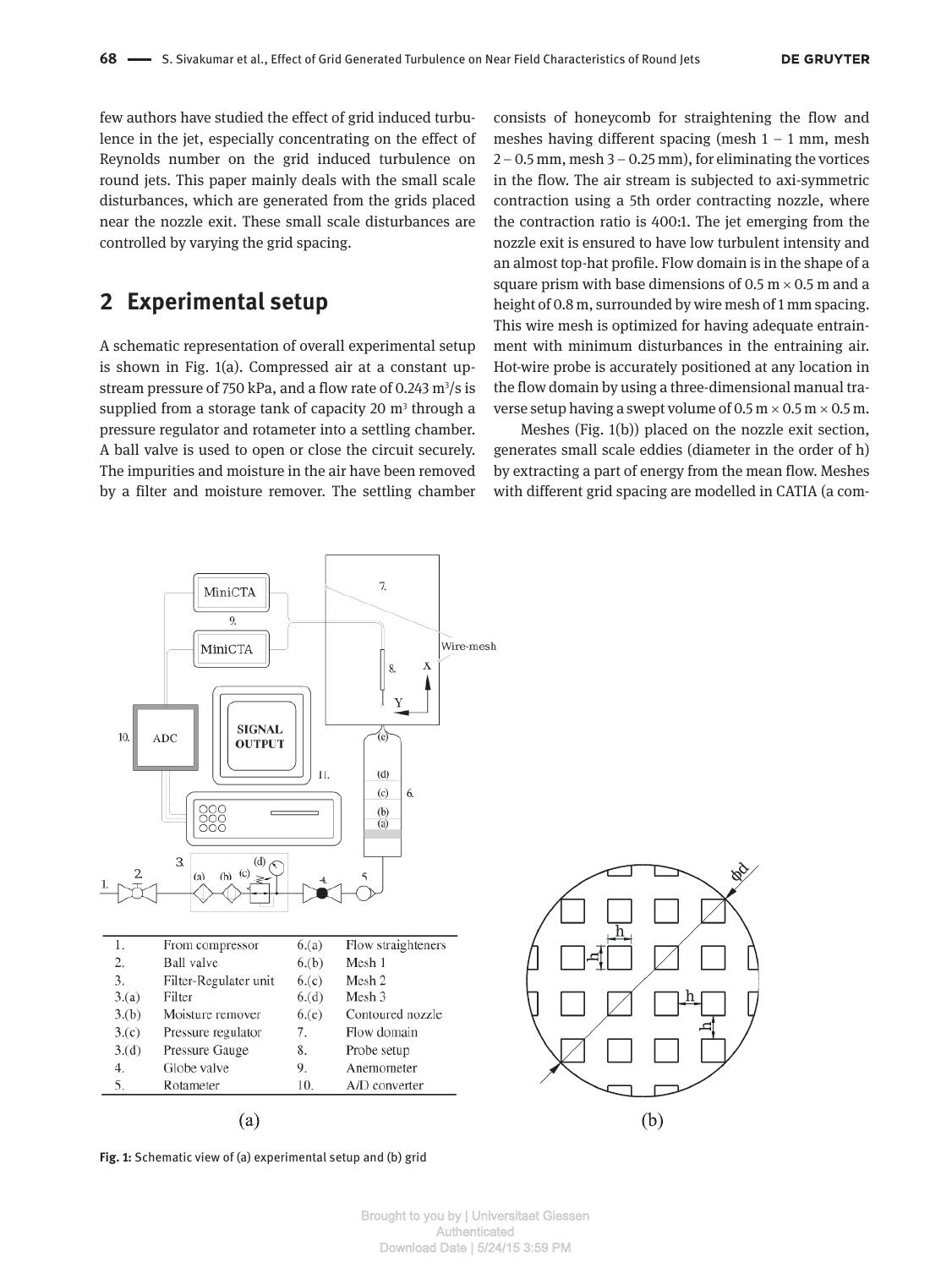few authors have studied the effect of grid induced turbulence in the jet, especially concentrating on the effect of Reynolds number on the grid induced turbulence on round jets. This paper mainly deals with the small scale disturbances, which are generated from the grids placed near the nozzle exit. These small scale disturbances are controlled by varying the grid spacing.

## 2 Experimental setup

A schematic representation of overall experimental setup is shown in Fig. 1(a). Compressed air at a constant upstream pressure of 750 kPa, and a flow rate of 0.243 $m^3/s$ is supplied from a storage tank of capacity 20 $m^3$ through a pressure regulator and rotameter into a settling chamber. A ball valve is used to open or close the circuit securely. The impurities and moisture in the air have been removed by a filter and moisture remover. The settling chamber consists of honeycomb for straightening the flow and meshes having different spacing (mesh 1 – 1 mm, mesh 2 – 0.5 mm, mesh 3 – 0.25 mm), for eliminating the vortices in the flow. The air stream is subjected to axi-symmetric contraction using a 5th order contracting nozzle, where the contraction ratio is 400:1. The jet emerging from the nozzle exit is ensured to have low turbulent intensity and an almost top-hat profile. Flow domain is in the shape of a square prism with base dimensions of 0.5 m × 0.5 m and a height of 0.8 m, surrounded by wire mesh of 1 mm spacing. This wire mesh is optimized for having adequate entrainment with minimum disturbances in the entraining air. Hot-wire probe is accurately positioned at any location in the flow domain by using a three-dimensional manual traverse setup having a swept volume of 0.5 m × 0.5 m × 0.5 m.

Meshes (Fig. 1(b)) placed on the nozzle exit section, generates small scale eddies (diameter in the order of h) by extracting a part of energy from the mean flow. Meshes with different grid spacing are modelled in CATIA (a com-

| | | | |
|---|---|---|---|
| 1. | From compressor | 6.(a) | Flow straighteners |
| 2. | Ball valve | 6.(b) | Mesh 1 |
| 3. | Filter-Regulater unit | 6.(c) | Mesh 2 |
| 3.(a) | Filter | 6.(d) | Mesh 3 |
| 3.(b) | Moisture remover | 6.(e) | Contoured nozzle |
| 3.(c) | Pressure regulator | 7. | Flow domain |
| 3.(d) | Pressure Gauge | 8. | Probe setup |
| 4. | Globe valve | 9. | Anemometer |
| 5. | Rotameter | 10. | A/D converter |

**Fig. 1:** Schematic view of (a) experimental setup and (b) grid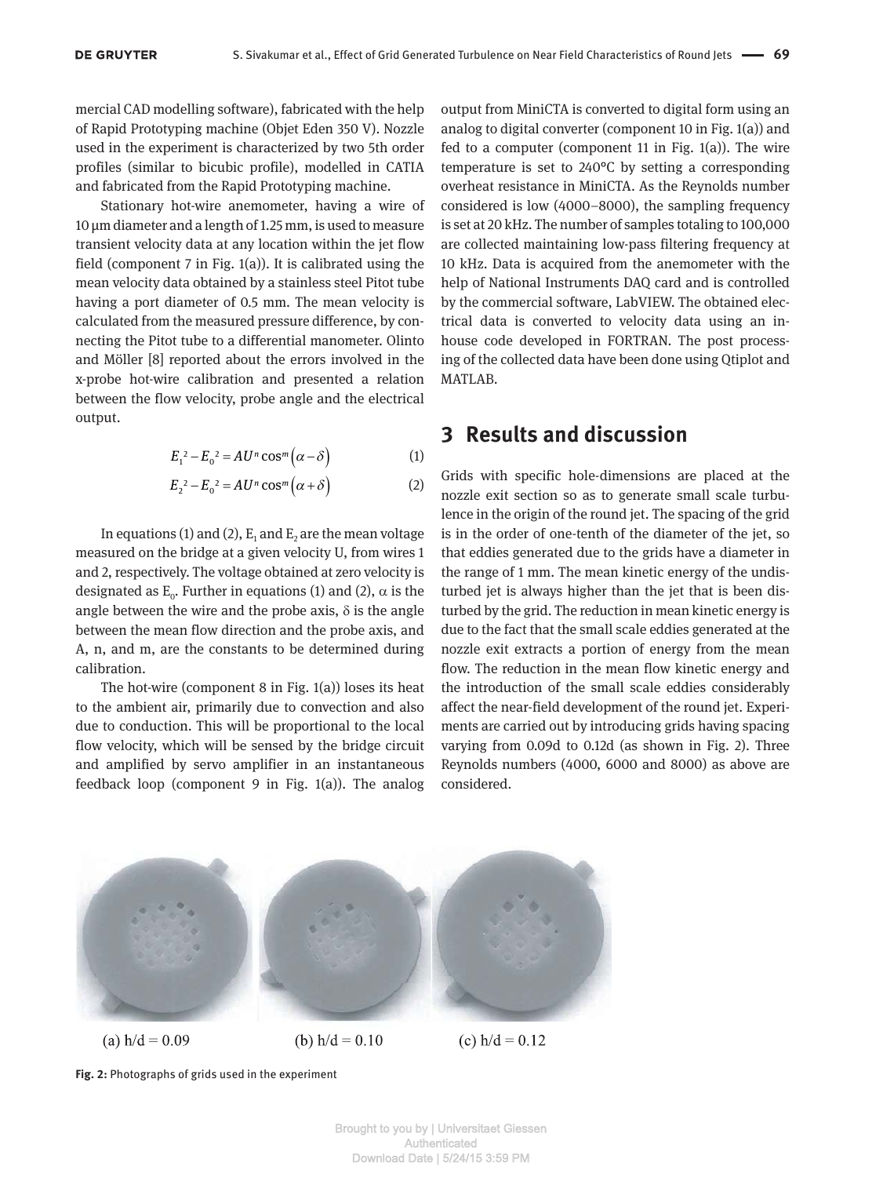mercial CAD modelling software), fabricated with the help of Rapid Prototyping machine (Objet Eden 350 V). Nozzle used in the experiment is characterized by two 5th order profiles (similar to bicubic profile), modelled in CATIA and fabricated from the Rapid Prototyping machine.

Stationary hot-wire anemometer, having a wire of 10 µm diameter and a length of 1.25 mm, is used to measure transient velocity data at any location within the jet flow field (component 7 in Fig. 1(a)). It is calibrated using the mean velocity data obtained by a stainless steel Pitot tube having a port diameter of 0.5 mm. The mean velocity is calculated from the measured pressure difference, by connecting the Pitot tube to a differential manometer. Olinto and Möller [8] reported about the errors involved in the x-probe hot-wire calibration and presented a relation between the flow velocity, probe angle and the electrical output.

$$E_1^2 - E_0^2 = AU^n \cos^m(\alpha - \delta) \tag{1}$$

$$E_2^2 - E_0^2 = AU^n \cos^m(\alpha + \delta) \tag{2}$$

In equations (1) and (2), $E_1$ and $E_2$ are the mean voltage measured on the bridge at a given velocity U, from wires 1 and 2, respectively. The voltage obtained at zero velocity is designated as $E_0$. Further in equations (1) and (2), $\alpha$ is the angle between the wire and the probe axis, $\delta$ is the angle between the mean flow direction and the probe axis, and A, n, and m, are the constants to be determined during calibration.

The hot-wire (component 8 in Fig. 1(a)) loses its heat to the ambient air, primarily due to convection and also due to conduction. This will be proportional to the local flow velocity, which will be sensed by the bridge circuit and amplified by servo amplifier in an instantaneous feedback loop (component 9 in Fig. 1(a)). The analog output from MiniCTA is converted to digital form using an analog to digital converter (component 10 in Fig. 1(a)) and fed to a computer (component 11 in Fig. 1(a)). The wire temperature is set to 240°C by setting a corresponding overheat resistance in MiniCTA. As the Reynolds number considered is low (4000–8000), the sampling frequency is set at 20 kHz. The number of samples totaling to 100,000 are collected maintaining low-pass filtering frequency at 10 kHz. Data is acquired from the anemometer with the help of National Instruments DAQ card and is controlled by the commercial software, LabVIEW. The obtained electrical data is converted to velocity data using an in-house code developed in FORTRAN. The post processing of the collected data have been done using Qtiplot and MATLAB.

## 3 Results and discussion

Grids with specific hole-dimensions are placed at the nozzle exit section so as to generate small scale turbulence in the origin of the round jet. The spacing of the grid is in the order of one-tenth of the diameter of the jet, so that eddies generated due to the grids have a diameter in the range of 1 mm. The mean kinetic energy of the undisturbed jet is always higher than the jet that is been disturbed by the grid. The reduction in mean kinetic energy is due to the fact that the small scale eddies generated at the nozzle exit extracts a portion of energy from the mean flow. The reduction in the mean flow kinetic energy and the introduction of the small scale eddies considerably affect the near-field development of the round jet. Experiments are carried out by introducing grids having spacing varying from 0.09d to 0.12d (as shown in Fig. 2). Three Reynolds numbers (4000, 6000 and 8000) as above are considered.

(a) h/d = 0.09 (b) h/d = 0.10 (c) h/d = 0.12

**Fig. 2:** Photographs of grids used in the experiment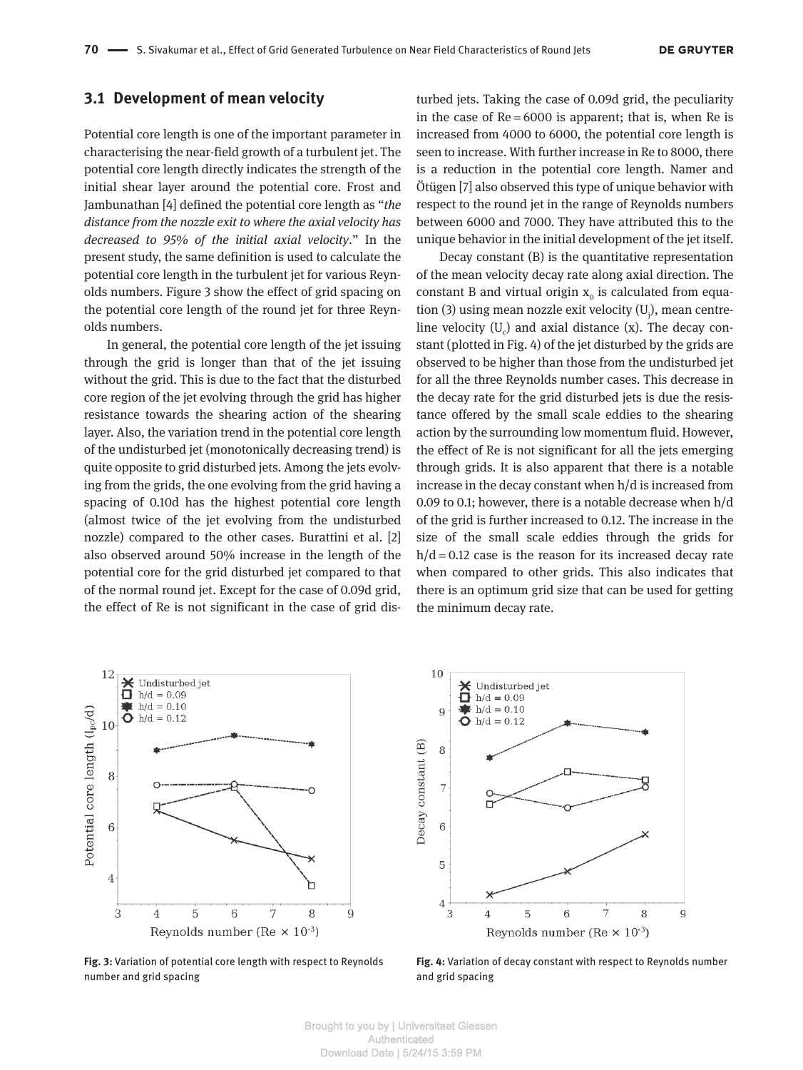## 3.1 Development of mean velocity

Potential core length is one of the important parameter in characterising the near-field growth of a turbulent jet. The potential core length directly indicates the strength of the initial shear layer around the potential core. Frost and Jambunathan [4] defined the potential core length as "*the distance from the nozzle exit to where the axial velocity has decreased to 95% of the initial axial velocity*." In the present study, the same definition is used to calculate the potential core length in the turbulent jet for various Reynolds numbers. Figure 3 show the effect of grid spacing on the potential core length of the round jet for three Reynolds numbers.

In general, the potential core length of the jet issuing through the grid is longer than that of the jet issuing without the grid. This is due to the fact that the disturbed core region of the jet evolving through the grid has higher resistance towards the shearing action of the shearing layer. Also, the variation trend in the potential core length of the undisturbed jet (monotonically decreasing trend) is quite opposite to grid disturbed jets. Among the jets evolving from the grids, the one evolving from the grid having a spacing of 0.10d has the highest potential core length (almost twice of the jet evolving from the undisturbed nozzle) compared to the other cases. Burattini et al. [2] also observed around 50% increase in the length of the potential core for the grid disturbed jet compared to that of the normal round jet. Except for the case of 0.09d grid, the effect of Re is not significant in the case of grid disturbed jets. Taking the case of 0.09d grid, the peculiarity in the case of Re = 6000 is apparent; that is, when Re is increased from 4000 to 6000, the potential core length is seen to increase. With further increase in Re to 8000, there is a reduction in the potential core length. Namer and Ötügen [7] also observed this type of unique behavior with respect to the round jet in the range of Reynolds numbers between 6000 and 7000. They have attributed this to the unique behavior in the initial development of the jet itself.

Decay constant (B) is the quantitative representation of the mean velocity decay rate along axial direction. The constant B and virtual origin $x_0$ is calculated from equation (3) using mean nozzle exit velocity ($U_j$), mean centreline velocity ($U_c$) and axial distance (x). The decay constant (plotted in Fig. 4) of the jet disturbed by the grids are observed to be higher than those from the undisturbed jet for all the three Reynolds number cases. This decrease in the decay rate for the grid disturbed jets is due the resistance offered by the small scale eddies to the shearing action by the surrounding low momentum fluid. However, the effect of Re is not significant for all the jets emerging through grids. It is also apparent that there is a notable increase in the decay constant when h/d is increased from 0.09 to 0.1; however, there is a notable decrease when h/d of the grid is further increased to 0.12. The increase in the size of the small scale eddies through the grids for h/d = 0.12 case is the reason for its increased decay rate when compared to other grids. This also indicates that there is an optimum grid size that can be used for getting the minimum decay rate.

**Fig. 3:** Variation of potential core length with respect to Reynolds number and grid spacing

**Fig. 4:** Variation of decay constant with respect to Reynolds number and grid spacing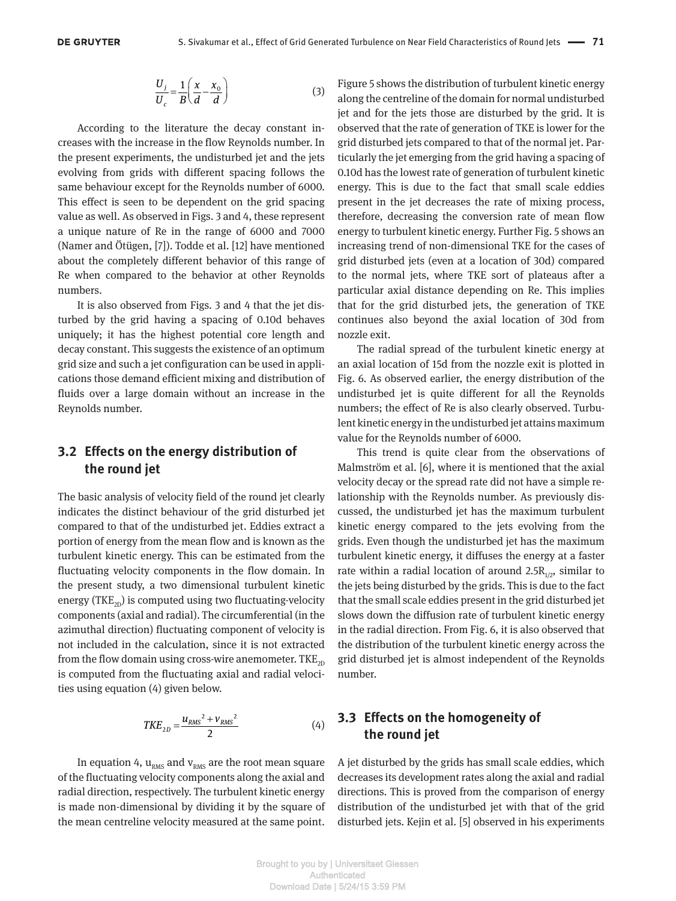$$\frac{U_j}{U_c} = \frac{1}{B}\left(\frac{x}{d} - \frac{x_0}{d}\right) \tag{3}$$

According to the literature the decay constant increases with the increase in the flow Reynolds number. In the present experiments, the undisturbed jet and the jets evolving from grids with different spacing follows the same behaviour except for the Reynolds number of 6000. This effect is seen to be dependent on the grid spacing value as well. As observed in Figs. 3 and 4, these represent a unique nature of Re in the range of 6000 and 7000 (Namer and Ötügen, [7]). Todde et al. [12] have mentioned about the completely different behavior of this range of Re when compared to the behavior at other Reynolds numbers.

It is also observed from Figs. 3 and 4 that the jet disturbed by the grid having a spacing of 0.10d behaves uniquely; it has the highest potential core length and decay constant. This suggests the existence of an optimum grid size and such a jet configuration can be used in applications those demand efficient mixing and distribution of fluids over a large domain without an increase in the Reynolds number.

## 3.2 Effects on the energy distribution of the round jet

The basic analysis of velocity field of the round jet clearly indicates the distinct behaviour of the grid disturbed jet compared to that of the undisturbed jet. Eddies extract a portion of energy from the mean flow and is known as the turbulent kinetic energy. This can be estimated from the fluctuating velocity components in the flow domain. In the present study, a two dimensional turbulent kinetic energy ($TKE_{2D}$) is computed using two fluctuating-velocity components (axial and radial). The circumferential (in the azimuthal direction) fluctuating component of velocity is not included in the calculation, since it is not extracted from the flow domain using cross-wire anemometer. $TKE_{2D}$ is computed from the fluctuating axial and radial velocities using equation (4) given below.

$$TKE_{2D} = \frac{u_{RMS}^{\;2} + v_{RMS}^{\;2}}{2} \tag{4}$$

In equation 4, $u_{RMS}$ and $v_{RMS}$ are the root mean square of the fluctuating velocity components along the axial and radial direction, respectively. The turbulent kinetic energy is made non-dimensional by dividing it by the square of the mean centreline velocity measured at the same point. Figure 5 shows the distribution of turbulent kinetic energy along the centreline of the domain for normal undisturbed jet and for the jets those are disturbed by the grid. It is observed that the rate of generation of TKE is lower for the grid disturbed jets compared to that of the normal jet. Particularly the jet emerging from the grid having a spacing of 0.10d has the lowest rate of generation of turbulent kinetic energy. This is due to the fact that small scale eddies present in the jet decreases the rate of mixing process, therefore, decreasing the conversion rate of mean flow energy to turbulent kinetic energy. Further Fig. 5 shows an increasing trend of non-dimensional TKE for the cases of grid disturbed jets (even at a location of 30d) compared to the normal jets, where TKE sort of plateaus after a particular axial distance depending on Re. This implies that for the grid disturbed jets, the generation of TKE continues also beyond the axial location of 30d from nozzle exit.

The radial spread of the turbulent kinetic energy at an axial location of 15d from the nozzle exit is plotted in Fig. 6. As observed earlier, the energy distribution of the undisturbed jet is quite different for all the Reynolds numbers; the effect of Re is also clearly observed. Turbulent kinetic energy in the undisturbed jet attains maximum value for the Reynolds number of 6000.

This trend is quite clear from the observations of Malmström et al. [6], where it is mentioned that the axial velocity decay or the spread rate did not have a simple relationship with the Reynolds number. As previously discussed, the undisturbed jet has the maximum turbulent kinetic energy compared to the jets evolving from the grids. Even though the undisturbed jet has the maximum turbulent kinetic energy, it diffuses the energy at a faster rate within a radial location of around $2.5R_{1/2}$, similar to the jets being disturbed by the grids. This is due to the fact that the small scale eddies present in the grid disturbed jet slows down the diffusion rate of turbulent kinetic energy in the radial direction. From Fig. 6, it is also observed that the distribution of the turbulent kinetic energy across the grid disturbed jet is almost independent of the Reynolds number.

## 3.3 Effects on the homogeneity of the round jet

A jet disturbed by the grids has small scale eddies, which decreases its development rates along the axial and radial directions. This is proved from the comparison of energy distribution of the undisturbed jet with that of the grid disturbed jets. Kejin et al. [5] observed in his experiments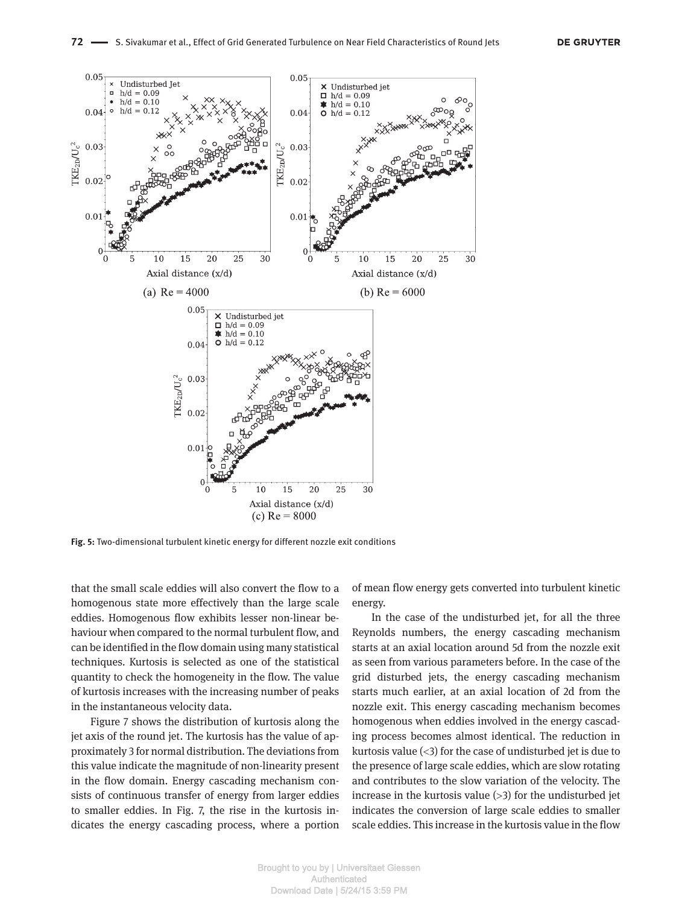Fig. 5: Two-dimensional turbulent kinetic energy for different nozzle exit conditions

that the small scale eddies will also convert the flow to a homogenous state more effectively than the large scale eddies. Homogenous flow exhibits lesser non-linear behaviour when compared to the normal turbulent flow, and can be identified in the flow domain using many statistical techniques. Kurtosis is selected as one of the statistical quantity to check the homogeneity in the flow. The value of kurtosis increases with the increasing number of peaks in the instantaneous velocity data.

Figure 7 shows the distribution of kurtosis along the jet axis of the round jet. The kurtosis has the value of approximately 3 for normal distribution. The deviations from this value indicate the magnitude of non-linearity present in the flow domain. Energy cascading mechanism consists of continuous transfer of energy from larger eddies to smaller eddies. In Fig. 7, the rise in the kurtosis indicates the energy cascading process, where a portion of mean flow energy gets converted into turbulent kinetic energy.

In the case of the undisturbed jet, for all the three Reynolds numbers, the energy cascading mechanism starts at an axial location around 5d from the nozzle exit as seen from various parameters before. In the case of the grid disturbed jets, the energy cascading mechanism starts much earlier, at an axial location of 2d from the nozzle exit. This energy cascading mechanism becomes homogenous when eddies involved in the energy cascading process becomes almost identical. The reduction in kurtosis value (<3) for the case of undisturbed jet is due to the presence of large scale eddies, which are slow rotating and contributes to the slow variation of the velocity. The increase in the kurtosis value (>3) for the undisturbed jet indicates the conversion of large scale eddies to smaller scale eddies. This increase in the kurtosis value in the flow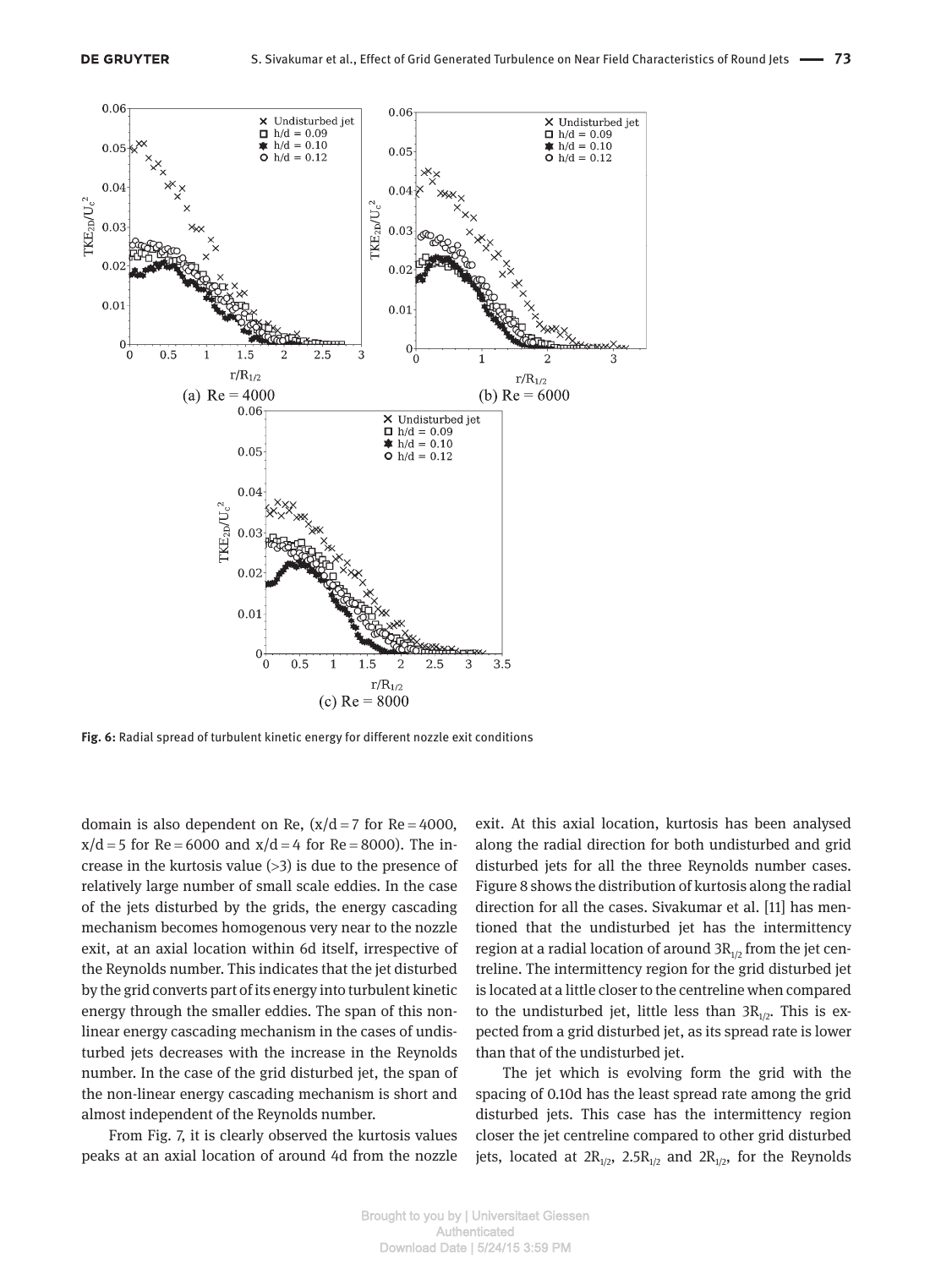Fig. 6: Radial spread of turbulent kinetic energy for different nozzle exit conditions

domain is also dependent on Re, ($x/d = 7$ for Re = 4000, $x/d = 5$ for Re = 6000 and $x/d = 4$ for Re = 8000). The increase in the kurtosis value (>3) is due to the presence of relatively large number of small scale eddies. In the case of the jets disturbed by the grids, the energy cascading mechanism becomes homogenous very near to the nozzle exit, at an axial location within 6d itself, irrespective of the Reynolds number. This indicates that the jet disturbed by the grid converts part of its energy into turbulent kinetic energy through the smaller eddies. The span of this non-linear energy cascading mechanism in the cases of undisturbed jets decreases with the increase in the Reynolds number. In the case of the grid disturbed jet, the span of the non-linear energy cascading mechanism is short and almost independent of the Reynolds number.

From Fig. 7, it is clearly observed the kurtosis values peaks at an axial location of around 4d from the nozzle exit. At this axial location, kurtosis has been analysed along the radial direction for both undisturbed and grid disturbed jets for all the three Reynolds number cases. Figure 8 shows the distribution of kurtosis along the radial direction for all the cases. Sivakumar et al. [11] has mentioned that the undisturbed jet has the intermittency region at a radial location of around $3R_{1/2}$ from the jet centreline. The intermittency region for the grid disturbed jet is located at a little closer to the centreline when compared to the undisturbed jet, little less than $3R_{1/2}$. This is expected from a grid disturbed jet, as its spread rate is lower than that of the undisturbed jet.

The jet which is evolving form the grid with the spacing of 0.10d has the least spread rate among the grid disturbed jets. This case has the intermittency region closer the jet centreline compared to other grid disturbed jets, located at $2R_{1/2}$, $2.5R_{1/2}$ and $2R_{1/2}$, for the Reynolds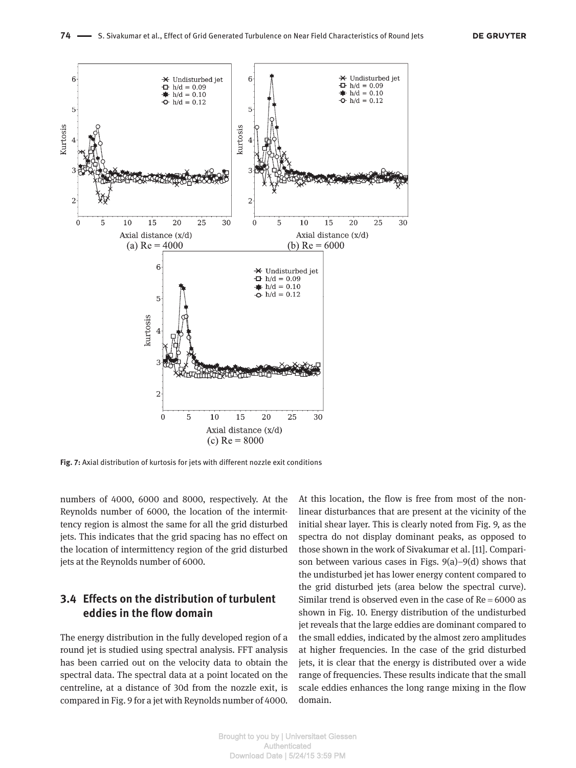**Fig. 7:** Axial distribution of kurtosis for jets with different nozzle exit conditions

numbers of 4000, 6000 and 8000, respectively. At the Reynolds number of 6000, the location of the intermittency region is almost the same for all the grid disturbed jets. This indicates that the grid spacing has no effect on the location of intermittency region of the grid disturbed jets at the Reynolds number of 6000.

## 3.4 Effects on the distribution of turbulent eddies in the flow domain

The energy distribution in the fully developed region of a round jet is studied using spectral analysis. FFT analysis has been carried out on the velocity data to obtain the spectral data. The spectral data at a point located on the centreline, at a distance of 30d from the nozzle exit, is compared in Fig. 9 for a jet with Reynolds number of 4000. At this location, the flow is free from most of the nonlinear disturbances that are present at the vicinity of the initial shear layer. This is clearly noted from Fig. 9, as the spectra do not display dominant peaks, as opposed to those shown in the work of Sivakumar et al. [11]. Comparison between various cases in Figs. 9(a)–9(d) shows that the undisturbed jet has lower energy content compared to the grid disturbed jets (area below the spectral curve). Similar trend is observed even in the case of Re = 6000 as shown in Fig. 10. Energy distribution of the undisturbed jet reveals that the large eddies are dominant compared to the small eddies, indicated by the almost zero amplitudes at higher frequencies. In the case of the grid disturbed jets, it is clear that the energy is distributed over a wide range of frequencies. These results indicate that the small scale eddies enhances the long range mixing in the flow domain.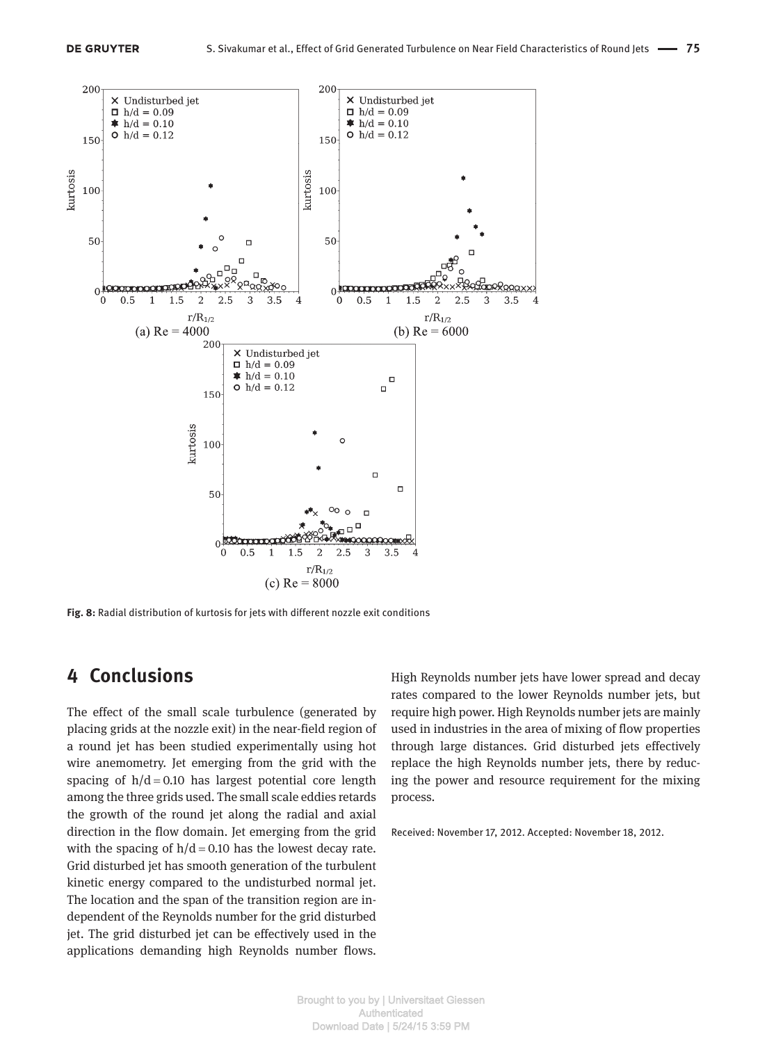Fig. 8: Radial distribution of kurtosis for jets with different nozzle exit conditions

## 4 Conclusions

The effect of the small scale turbulence (generated by placing grids at the nozzle exit) in the near-field region of a round jet has been studied experimentally using hot wire anemometry. Jet emerging from the grid with the spacing of $h/d = 0.10$ has largest potential core length among the three grids used. The small scale eddies retards the growth of the round jet along the radial and axial direction in the flow domain. Jet emerging from the grid with the spacing of $h/d = 0.10$ has the lowest decay rate. Grid disturbed jet has smooth generation of the turbulent kinetic energy compared to the undisturbed normal jet. The location and the span of the transition region are independent of the Reynolds number for the grid disturbed jet. The grid disturbed jet can be effectively used in the applications demanding high Reynolds number flows. High Reynolds number jets have lower spread and decay rates compared to the lower Reynolds number jets, but require high power. High Reynolds number jets are mainly used in industries in the area of mixing of flow properties through large distances. Grid disturbed jets effectively replace the high Reynolds number jets, there by reducing the power and resource requirement for the mixing process.

Received: November 17, 2012. Accepted: November 18, 2012.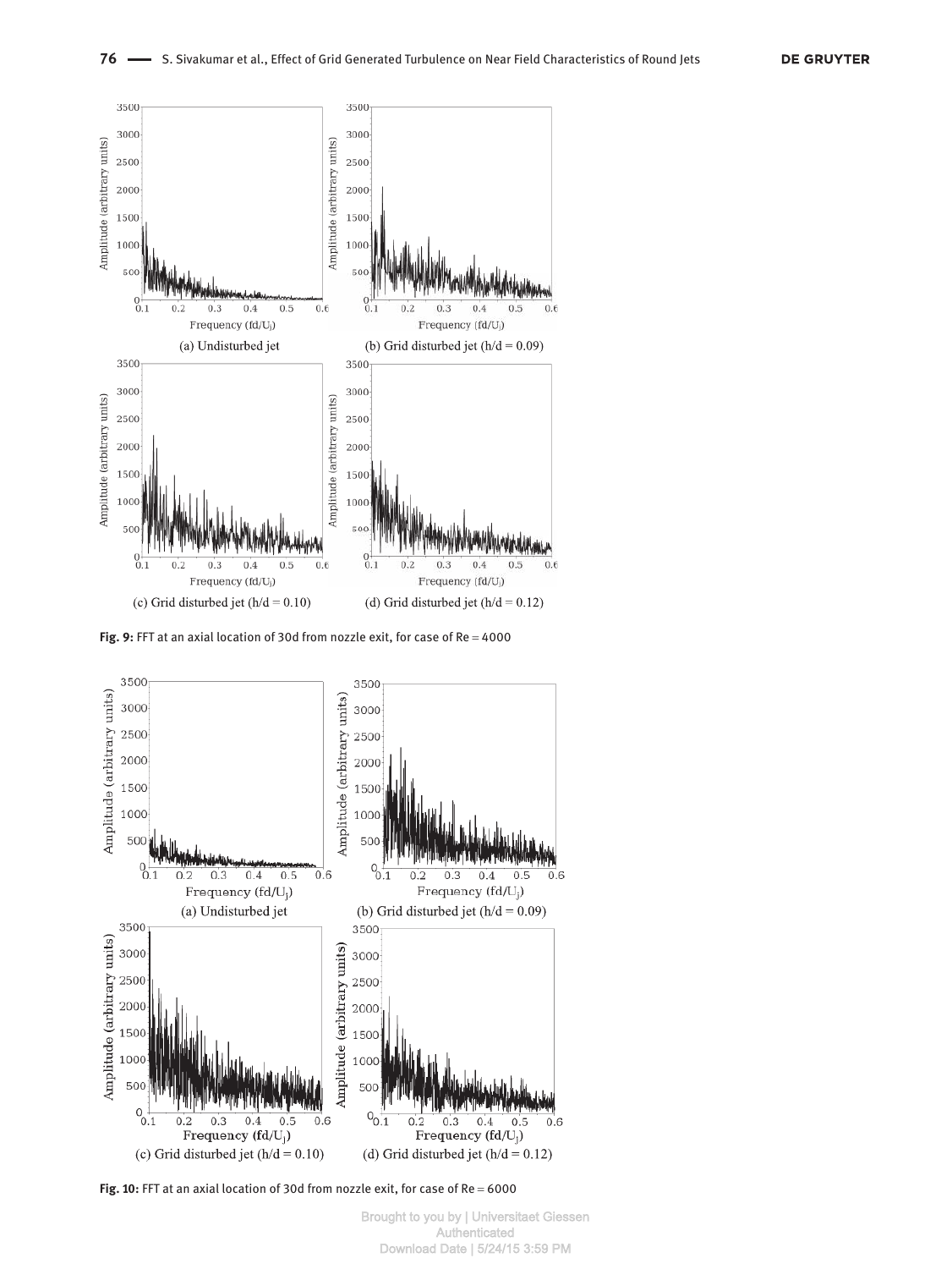(a) Undisturbed jet

(b) Grid disturbed jet (h/d = 0.09)

(c) Grid disturbed jet (h/d = 0.10)

(d) Grid disturbed jet (h/d = 0.12)

**Fig. 9:** FFT at an axial location of 30d from nozzle exit, for case of Re = 4000

(a) Undisturbed jet

(b) Grid disturbed jet (h/d = 0.09)

(c) Grid disturbed jet (h/d = 0.10)

(d) Grid disturbed jet (h/d = 0.12)

**Fig. 10:** FFT at an axial location of 30d from nozzle exit, for case of Re = 6000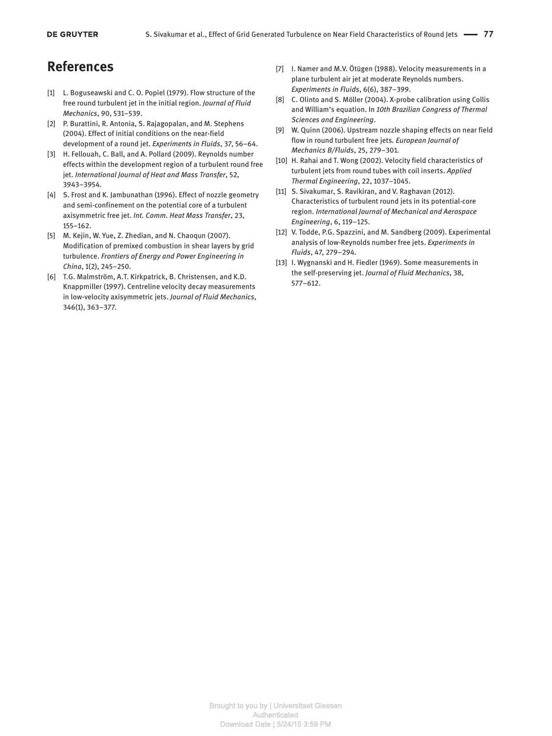## References

[1] L. Boguseawski and C. O. Popiel (1979). Flow structure of the free round turbulent jet in the initial region. *Journal of Fluid Mechanics*, 90, 531–539.

[2] P. Burattini, R. Antonia, S. Rajagopalan, and M. Stephens (2004). Effect of initial conditions on the near-field development of a round jet. *Experiments in Fluids*, 37, 56–64.

[3] H. Fellouah, C. Ball, and A. Pollard (2009). Reynolds number effects within the development region of a turbulent round free jet. *International Journal of Heat and Mass Transfer*, 52, 3943–3954.

[4] S. Frost and K. Jambunathan (1996). Effect of nozzle geometry and semi-confinement on the potential core of a turbulent axisymmetric free jet. *Int. Comm. Heat Mass Transfer*, 23, 155–162.

[5] M. Kejin, W. Yue, Z. Zhedian, and N. Chaoqun (2007). Modification of premixed combustion in shear layers by grid turbulence. *Frontiers of Energy and Power Engineering in China*, 1(2), 245–250.

[6] T.G. Malmström, A.T. Kirkpatrick, B. Christensen, and K.D. Knappmiller (1997). Centreline velocity decay measurements in low-velocity axisymmetric jets. *Journal of Fluid Mechanics*, 346(1), 363–377.

[7] I. Namer and M.V. Ötügen (1988). Velocity measurements in a plane turbulent air jet at moderate Reynolds numbers. *Experiments in Fluids*, 6(6), 387–399.

[8] C. Olinto and S. Möller (2004). X-probe calibration using Collis and William's equation. In *10th Brazilian Congress of Thermal Sciences and Engineering*.

[9] W. Quinn (2006). Upstream nozzle shaping effects on near field flow in round turbulent free jets. *European Journal of Mechanics B/Fluids*, 25, 279–301.

[10] H. Rahai and T. Wong (2002). Velocity field characteristics of turbulent jets from round tubes with coil inserts. *Applied Thermal Engineering*, 22, 1037–1045.

[11] S. Sivakumar, S. Ravikiran, and V. Raghavan (2012). Characteristics of turbulent round jets in its potential-core region. *International Journal of Mechanical and Aerospace Engineering*, 6, 119–125.

[12] V. Todde, P.G. Spazzini, and M. Sandberg (2009). Experimental analysis of low-Reynolds number free jets. *Experiments in Fluids*, 47, 279–294.

[13] I. Wygnanski and H. Fiedler (1969). Some measurements in the self-preserving jet. *Journal of Fluid Mechanics*, 38, 577–612.